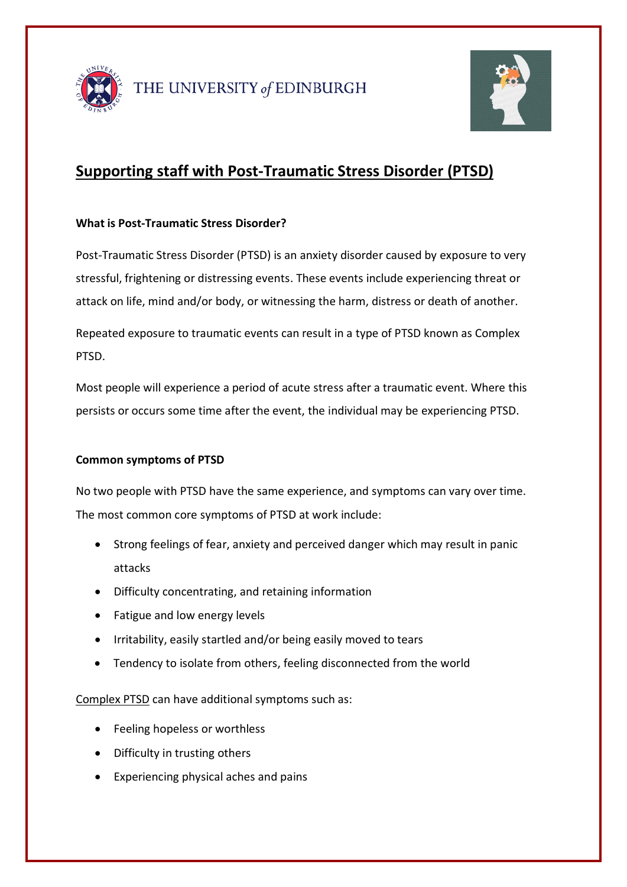THE UNIVERSITY of EDINBURGH

# Supporting staff with Post-Traumatic Stress Disorder (PTSD)

### What is Post-Traumatic Stress Disorder?

Post-Traumatic Stress Disorder (PTSD) is an anxiety disorder caused by exposure to very stressful, frightening or distressing events. These events include experiencing threat or attack on life, mind and/or body, or witnessing the harm, distress or death of another.

Repeated exposure to traumatic events can result in a type of PTSD known as Complex PTSD.

Most people will experience a period of acute stress after a traumatic event. Where this persists or occurs some time after the event, the individual may be experiencing PTSD.

### Common symptoms of PTSD

No two people with PTSD have the same experience, and symptoms can vary over time. The most common core symptoms of PTSD at work include:

- Strong feelings of fear, anxiety and perceived danger which may result in panic attacks
- Difficulty concentrating, and retaining information
- Fatigue and low energy levels
- Irritability, easily startled and/or being easily moved to tears
- Tendency to isolate from others, feeling disconnected from the world

Complex PTSD can have additional symptoms such as:

- Feeling hopeless or worthless
- Difficulty in trusting others
- Experiencing physical aches and pains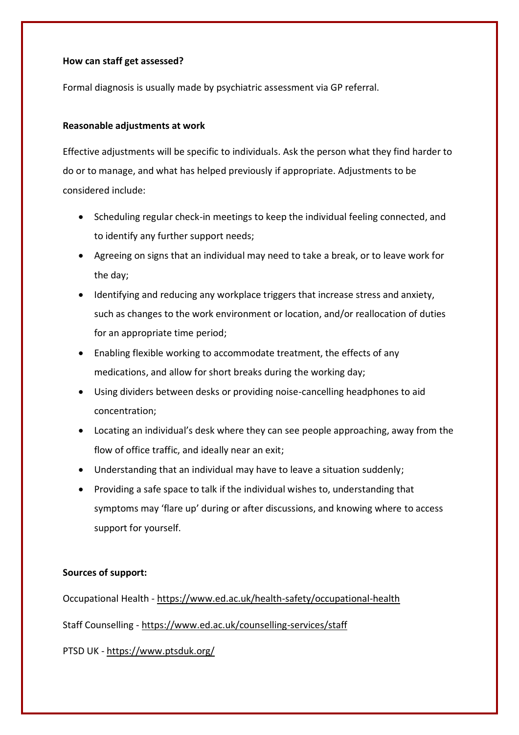**How can staff get assessed?**

Formal diagnosis is usually made by psychiatric assessment via GP referral.

**Reasonable adjustments at work**

Effective adjustments will be specific to individuals. Ask the person what they find harder to do or to manage, and what has helped previously if appropriate. Adjustments to be considered include:

- Scheduling regular check-in meetings to keep the individual feeling connected, and to identify any further support needs;
- Agreeing on signs that an individual may need to take a break, or to leave work for the day;
- Identifying and reducing any workplace triggers that increase stress and anxiety, such as changes to the work environment or location, and/or reallocation of duties for an appropriate time period;
- Enabling flexible working to accommodate treatment, the effects of any medications, and allow for short breaks during the working day;
- Using dividers between desks or providing noise-cancelling headphones to aid concentration;
- Locating an individual's desk where they can see people approaching, away from the flow of office traffic, and ideally near an exit;
- Understanding that an individual may have to leave a situation suddenly;
- Providing a safe space to talk if the individual wishes to, understanding that symptoms may 'flare up' during or after discussions, and knowing where to access support for yourself.

**Sources of support:**

Occupational Health - https://www.ed.ac.uk/health-safety/occupational-health

Staff Counselling - https://www.ed.ac.uk/counselling-services/staff

PTSD UK - https://www.ptsduk.org/